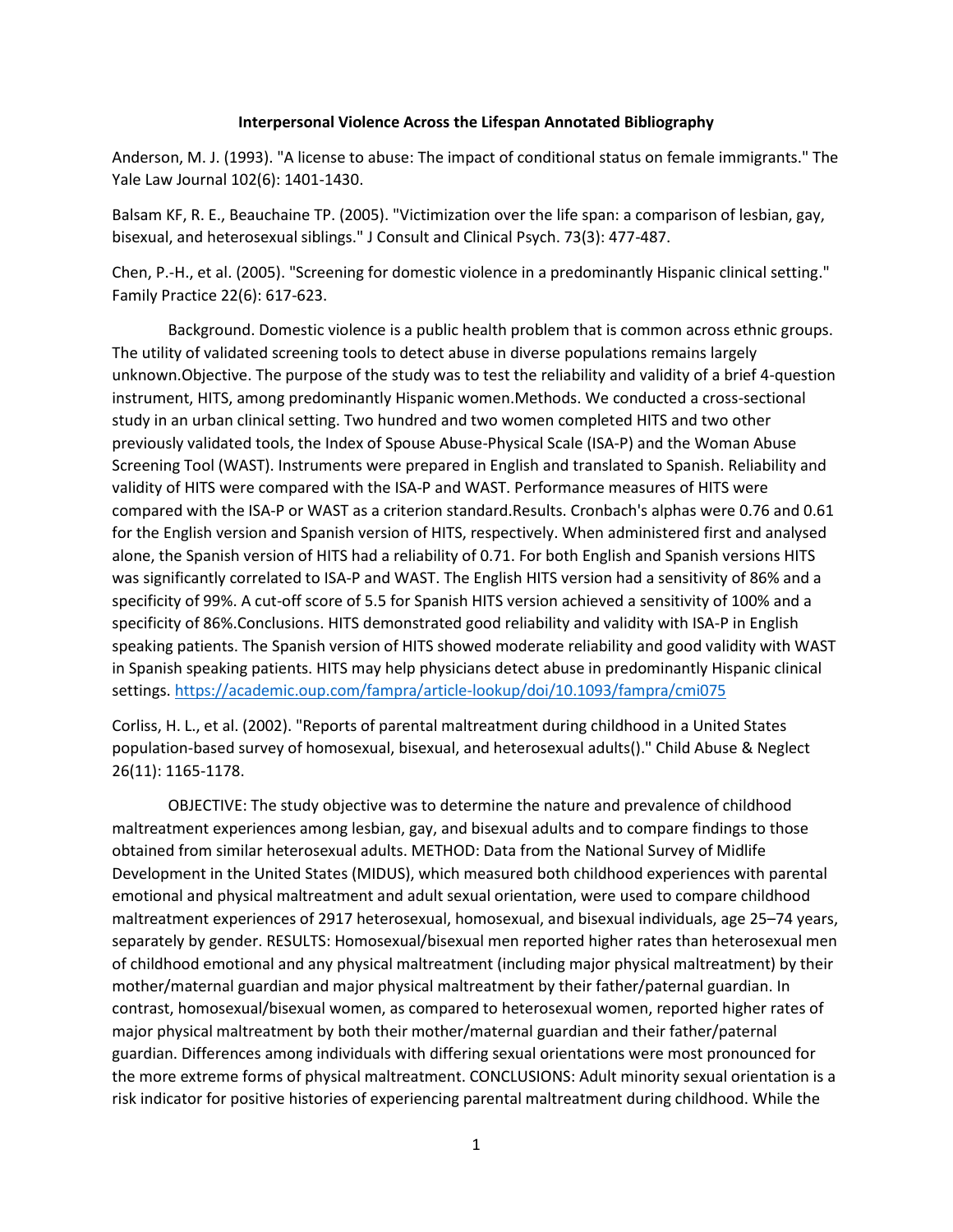**Interpersonal Violence Across the Lifespan Annotated Bibliography**

Anderson, M. J. (1993). "A license to abuse: The impact of conditional status on female immigrants." The Yale Law Journal 102(6): 1401-1430.

Balsam KF, R. E., Beauchaine TP. (2005). "Victimization over the life span: a comparison of lesbian, gay, bisexual, and heterosexual siblings." J Consult and Clinical Psych. 73(3): 477-487.

Chen, P.-H., et al. (2005). "Screening for domestic violence in a predominantly Hispanic clinical setting." Family Practice 22(6): 617-623.

Background. Domestic violence is a public health problem that is common across ethnic groups. The utility of validated screening tools to detect abuse in diverse populations remains largely unknown.Objective. The purpose of the study was to test the reliability and validity of a brief 4-question instrument, HITS, among predominantly Hispanic women.Methods. We conducted a cross-sectional study in an urban clinical setting. Two hundred and two women completed HITS and two other previously validated tools, the Index of Spouse Abuse-Physical Scale (ISA-P) and the Woman Abuse Screening Tool (WAST). Instruments were prepared in English and translated to Spanish. Reliability and validity of HITS were compared with the ISA-P and WAST. Performance measures of HITS were compared with the ISA-P or WAST as a criterion standard.Results. Cronbach's alphas were 0.76 and 0.61 for the English version and Spanish version of HITS, respectively. When administered first and analysed alone, the Spanish version of HITS had a reliability of 0.71. For both English and Spanish versions HITS was significantly correlated to ISA-P and WAST. The English HITS version had a sensitivity of 86% and a specificity of 99%. A cut-off score of 5.5 for Spanish HITS version achieved a sensitivity of 100% and a specificity of 86%.Conclusions. HITS demonstrated good reliability and validity with ISA-P in English speaking patients. The Spanish version of HITS showed moderate reliability and good validity with WAST in Spanish speaking patients. HITS may help physicians detect abuse in predominantly Hispanic clinical settings. https://academic.oup.com/fampra/article-lookup/doi/10.1093/fampra/cmi075

Corliss, H. L., et al. (2002). "Reports of parental maltreatment during childhood in a United States population-based survey of homosexual, bisexual, and heterosexual adults()." Child Abuse & Neglect 26(11): 1165-1178.

OBJECTIVE: The study objective was to determine the nature and prevalence of childhood maltreatment experiences among lesbian, gay, and bisexual adults and to compare findings to those obtained from similar heterosexual adults. METHOD: Data from the National Survey of Midlife Development in the United States (MIDUS), which measured both childhood experiences with parental emotional and physical maltreatment and adult sexual orientation, were used to compare childhood maltreatment experiences of 2917 heterosexual, homosexual, and bisexual individuals, age 25–74 years, separately by gender. RESULTS: Homosexual/bisexual men reported higher rates than heterosexual men of childhood emotional and any physical maltreatment (including major physical maltreatment) by their mother/maternal guardian and major physical maltreatment by their father/paternal guardian. In contrast, homosexual/bisexual women, as compared to heterosexual women, reported higher rates of major physical maltreatment by both their mother/maternal guardian and their father/paternal guardian. Differences among individuals with differing sexual orientations were most pronounced for the more extreme forms of physical maltreatment. CONCLUSIONS: Adult minority sexual orientation is a risk indicator for positive histories of experiencing parental maltreatment during childhood. While the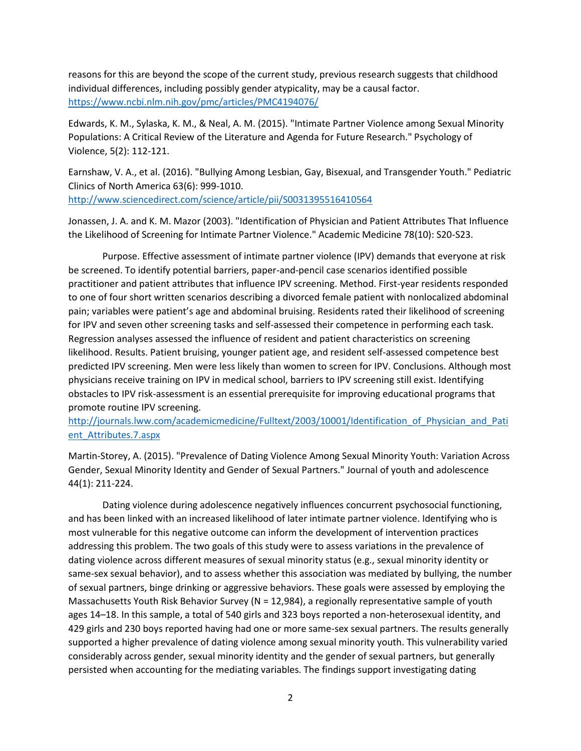reasons for this are beyond the scope of the current study, previous research suggests that childhood individual differences, including possibly gender atypicality, may be a causal factor. https://www.ncbi.nlm.nih.gov/pmc/articles/PMC4194076/

Edwards, K. M., Sylaska, K. M., & Neal, A. M. (2015). "Intimate Partner Violence among Sexual Minority Populations: A Critical Review of the Literature and Agenda for Future Research." Psychology of Violence, 5(2): 112-121.

Earnshaw, V. A., et al. (2016). "Bullying Among Lesbian, Gay, Bisexual, and Transgender Youth." Pediatric Clinics of North America 63(6): 999-1010. http://www.sciencedirect.com/science/article/pii/S0031395516410564

Jonassen, J. A. and K. M. Mazor (2003). "Identification of Physician and Patient Attributes That Influence the Likelihood of Screening for Intimate Partner Violence." Academic Medicine 78(10): S20-S23.

Purpose. Effective assessment of intimate partner violence (IPV) demands that everyone at risk be screened. To identify potential barriers, paper-and-pencil case scenarios identified possible practitioner and patient attributes that influence IPV screening. Method. First-year residents responded to one of four short written scenarios describing a divorced female patient with nonlocalized abdominal pain; variables were patient's age and abdominal bruising. Residents rated their likelihood of screening for IPV and seven other screening tasks and self-assessed their competence in performing each task. Regression analyses assessed the influence of resident and patient characteristics on screening likelihood. Results. Patient bruising, younger patient age, and resident self-assessed competence best predicted IPV screening. Men were less likely than women to screen for IPV. Conclusions. Although most physicians receive training on IPV in medical school, barriers to IPV screening still exist. Identifying obstacles to IPV risk-assessment is an essential prerequisite for improving educational programs that promote routine IPV screening. http://journals.lww.com/academicmedicine/Fulltext/2003/10001/Identification_of_Physician_and_Patient_Attributes.7.aspx

Martin-Storey, A. (2015). "Prevalence of Dating Violence Among Sexual Minority Youth: Variation Across Gender, Sexual Minority Identity and Gender of Sexual Partners." Journal of youth and adolescence 44(1): 211-224.

Dating violence during adolescence negatively influences concurrent psychosocial functioning, and has been linked with an increased likelihood of later intimate partner violence. Identifying who is most vulnerable for this negative outcome can inform the development of intervention practices addressing this problem. The two goals of this study were to assess variations in the prevalence of dating violence across different measures of sexual minority status (e.g., sexual minority identity or same-sex sexual behavior), and to assess whether this association was mediated by bullying, the number of sexual partners, binge drinking or aggressive behaviors. These goals were assessed by employing the Massachusetts Youth Risk Behavior Survey (N = 12,984), a regionally representative sample of youth ages 14–18. In this sample, a total of 540 girls and 323 boys reported a non-heterosexual identity, and 429 girls and 230 boys reported having had one or more same-sex sexual partners. The results generally supported a higher prevalence of dating violence among sexual minority youth. This vulnerability varied considerably across gender, sexual minority identity and the gender of sexual partners, but generally persisted when accounting for the mediating variables. The findings support investigating dating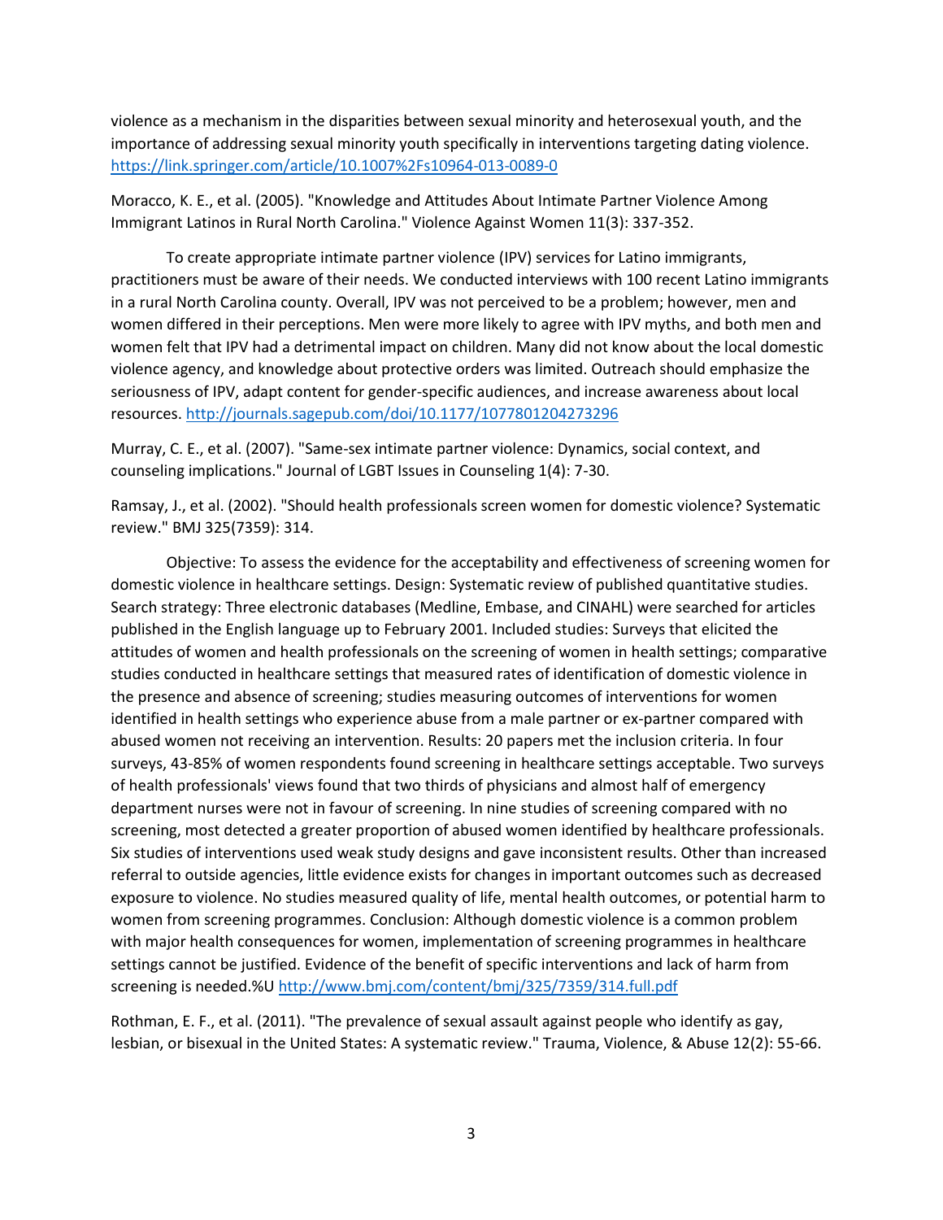violence as a mechanism in the disparities between sexual minority and heterosexual youth, and the importance of addressing sexual minority youth specifically in interventions targeting dating violence. https://link.springer.com/article/10.1007%2Fs10964-013-0089-0

Moracco, K. E., et al. (2005). "Knowledge and Attitudes About Intimate Partner Violence Among Immigrant Latinos in Rural North Carolina." Violence Against Women 11(3): 337-352.

To create appropriate intimate partner violence (IPV) services for Latino immigrants, practitioners must be aware of their needs. We conducted interviews with 100 recent Latino immigrants in a rural North Carolina county. Overall, IPV was not perceived to be a problem; however, men and women differed in their perceptions. Men were more likely to agree with IPV myths, and both men and women felt that IPV had a detrimental impact on children. Many did not know about the local domestic violence agency, and knowledge about protective orders was limited. Outreach should emphasize the seriousness of IPV, adapt content for gender-specific audiences, and increase awareness about local resources. http://journals.sagepub.com/doi/10.1177/1077801204273296

Murray, C. E., et al. (2007). "Same-sex intimate partner violence: Dynamics, social context, and counseling implications." Journal of LGBT Issues in Counseling 1(4): 7-30.

Ramsay, J., et al. (2002). "Should health professionals screen women for domestic violence? Systematic review." BMJ 325(7359): 314.

Objective: To assess the evidence for the acceptability and effectiveness of screening women for domestic violence in healthcare settings. Design: Systematic review of published quantitative studies. Search strategy: Three electronic databases (Medline, Embase, and CINAHL) were searched for articles published in the English language up to February 2001. Included studies: Surveys that elicited the attitudes of women and health professionals on the screening of women in health settings; comparative studies conducted in healthcare settings that measured rates of identification of domestic violence in the presence and absence of screening; studies measuring outcomes of interventions for women identified in health settings who experience abuse from a male partner or ex-partner compared with abused women not receiving an intervention. Results: 20 papers met the inclusion criteria. In four surveys, 43-85% of women respondents found screening in healthcare settings acceptable. Two surveys of health professionals' views found that two thirds of physicians and almost half of emergency department nurses were not in favour of screening. In nine studies of screening compared with no screening, most detected a greater proportion of abused women identified by healthcare professionals. Six studies of interventions used weak study designs and gave inconsistent results. Other than increased referral to outside agencies, little evidence exists for changes in important outcomes such as decreased exposure to violence. No studies measured quality of life, mental health outcomes, or potential harm to women from screening programmes. Conclusion: Although domestic violence is a common problem with major health consequences for women, implementation of screening programmes in healthcare settings cannot be justified. Evidence of the benefit of specific interventions and lack of harm from screening is needed.%U http://www.bmj.com/content/bmj/325/7359/314.full.pdf

Rothman, E. F., et al. (2011). "The prevalence of sexual assault against people who identify as gay, lesbian, or bisexual in the United States: A systematic review." Trauma, Violence, & Abuse 12(2): 55-66.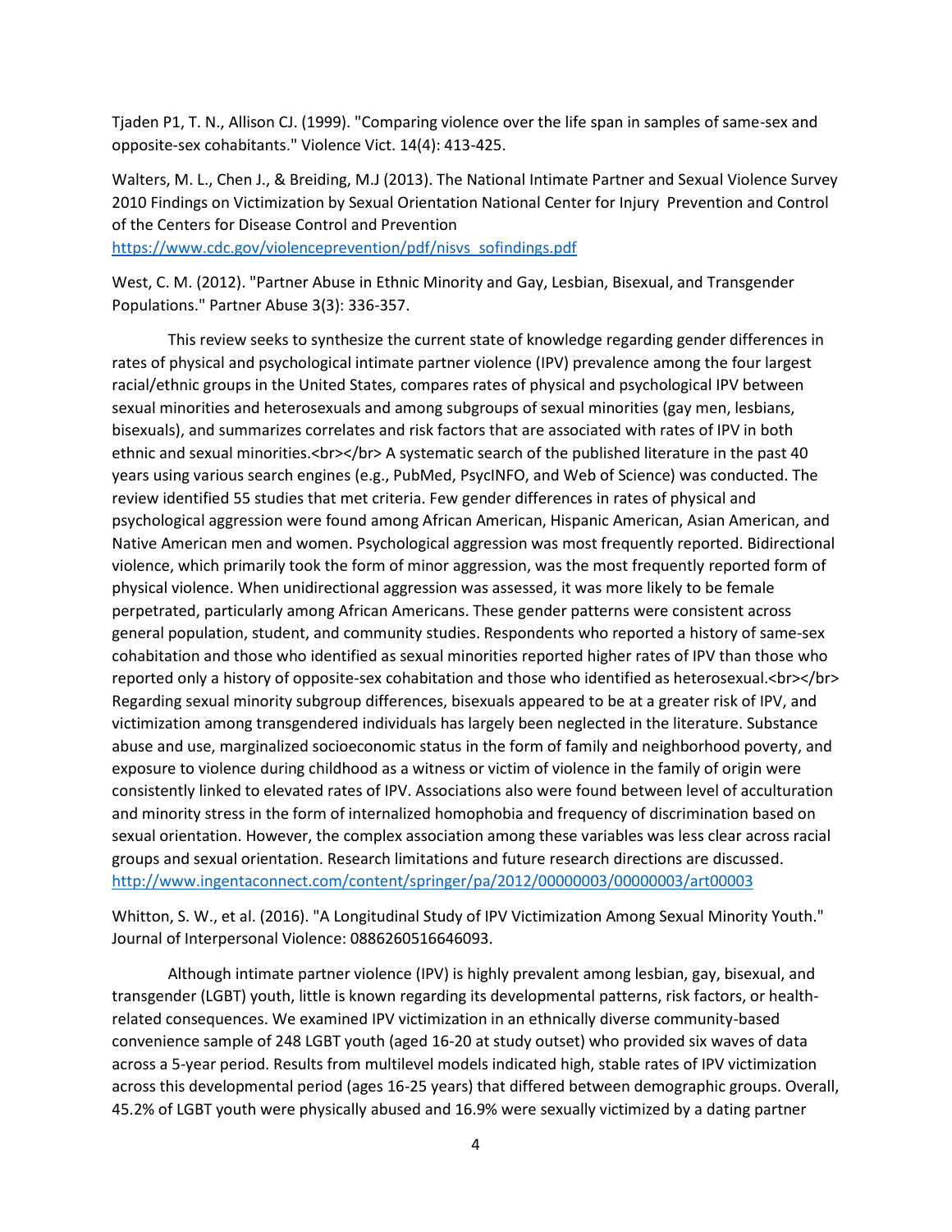Tjaden P1, T. N., Allison CJ. (1999). "Comparing violence over the life span in samples of same-sex and opposite-sex cohabitants." Violence Vict. 14(4): 413-425.

Walters, M. L., Chen J., & Breiding, M.J (2013). The National Intimate Partner and Sexual Violence Survey 2010 Findings on Victimization by Sexual Orientation National Center for Injury Prevention and Control of the Centers for Disease Control and Prevention https://www.cdc.gov/violenceprevention/pdf/nisvs_sofindings.pdf

West, C. M. (2012). "Partner Abuse in Ethnic Minority and Gay, Lesbian, Bisexual, and Transgender Populations." Partner Abuse 3(3): 336-357.

This review seeks to synthesize the current state of knowledge regarding gender differences in rates of physical and psychological intimate partner violence (IPV) prevalence among the four largest racial/ethnic groups in the United States, compares rates of physical and psychological IPV between sexual minorities and heterosexuals and among subgroups of sexual minorities (gay men, lesbians, bisexuals), and summarizes correlates and risk factors that are associated with rates of IPV in both ethnic and sexual minorities.<br></br> A systematic search of the published literature in the past 40 years using various search engines (e.g., PubMed, PsycINFO, and Web of Science) was conducted. The review identified 55 studies that met criteria. Few gender differences in rates of physical and psychological aggression were found among African American, Hispanic American, Asian American, and Native American men and women. Psychological aggression was most frequently reported. Bidirectional violence, which primarily took the form of minor aggression, was the most frequently reported form of physical violence. When unidirectional aggression was assessed, it was more likely to be female perpetrated, particularly among African Americans. These gender patterns were consistent across general population, student, and community studies. Respondents who reported a history of same-sex cohabitation and those who identified as sexual minorities reported higher rates of IPV than those who reported only a history of opposite-sex cohabitation and those who identified as heterosexual.<br></br> Regarding sexual minority subgroup differences, bisexuals appeared to be at a greater risk of IPV, and victimization among transgendered individuals has largely been neglected in the literature. Substance abuse and use, marginalized socioeconomic status in the form of family and neighborhood poverty, and exposure to violence during childhood as a witness or victim of violence in the family of origin were consistently linked to elevated rates of IPV. Associations also were found between level of acculturation and minority stress in the form of internalized homophobia and frequency of discrimination based on sexual orientation. However, the complex association among these variables was less clear across racial groups and sexual orientation. Research limitations and future research directions are discussed. http://www.ingentaconnect.com/content/springer/pa/2012/00000003/00000003/art00003

Whitton, S. W., et al. (2016). "A Longitudinal Study of IPV Victimization Among Sexual Minority Youth." Journal of Interpersonal Violence: 0886260516646093.

Although intimate partner violence (IPV) is highly prevalent among lesbian, gay, bisexual, and transgender (LGBT) youth, little is known regarding its developmental patterns, risk factors, or health-related consequences. We examined IPV victimization in an ethnically diverse community-based convenience sample of 248 LGBT youth (aged 16-20 at study outset) who provided six waves of data across a 5-year period. Results from multilevel models indicated high, stable rates of IPV victimization across this developmental period (ages 16-25 years) that differed between demographic groups. Overall, 45.2% of LGBT youth were physically abused and 16.9% were sexually victimized by a dating partner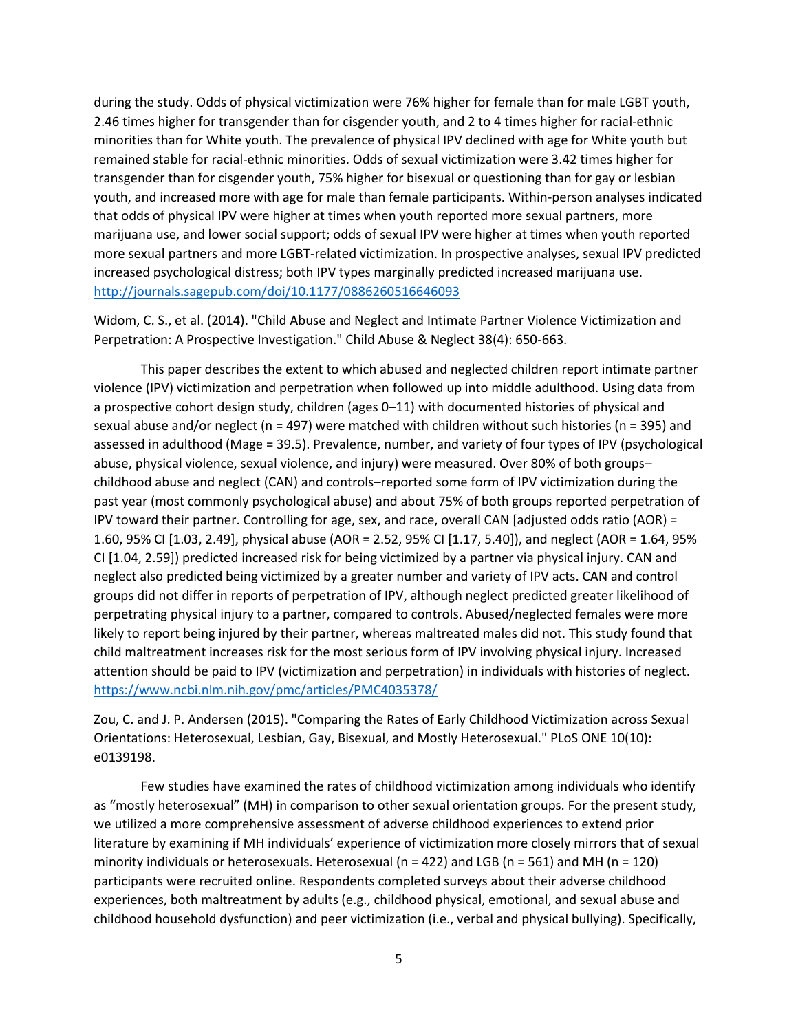during the study. Odds of physical victimization were 76% higher for female than for male LGBT youth, 2.46 times higher for transgender than for cisgender youth, and 2 to 4 times higher for racial-ethnic minorities than for White youth. The prevalence of physical IPV declined with age for White youth but remained stable for racial-ethnic minorities. Odds of sexual victimization were 3.42 times higher for transgender than for cisgender youth, 75% higher for bisexual or questioning than for gay or lesbian youth, and increased more with age for male than female participants. Within-person analyses indicated that odds of physical IPV were higher at times when youth reported more sexual partners, more marijuana use, and lower social support; odds of sexual IPV were higher at times when youth reported more sexual partners and more LGBT-related victimization. In prospective analyses, sexual IPV predicted increased psychological distress; both IPV types marginally predicted increased marijuana use. http://journals.sagepub.com/doi/10.1177/0886260516646093

Widom, C. S., et al. (2014). "Child Abuse and Neglect and Intimate Partner Violence Victimization and Perpetration: A Prospective Investigation." Child Abuse & Neglect 38(4): 650-663.

This paper describes the extent to which abused and neglected children report intimate partner violence (IPV) victimization and perpetration when followed up into middle adulthood. Using data from a prospective cohort design study, children (ages 0–11) with documented histories of physical and sexual abuse and/or neglect (n = 497) were matched with children without such histories (n = 395) and assessed in adulthood (Mage = 39.5). Prevalence, number, and variety of four types of IPV (psychological abuse, physical violence, sexual violence, and injury) were measured. Over 80% of both groups–childhood abuse and neglect (CAN) and controls–reported some form of IPV victimization during the past year (most commonly psychological abuse) and about 75% of both groups reported perpetration of IPV toward their partner. Controlling for age, sex, and race, overall CAN [adjusted odds ratio (AOR) = 1.60, 95% CI [1.03, 2.49], physical abuse (AOR = 2.52, 95% CI [1.17, 5.40]), and neglect (AOR = 1.64, 95% CI [1.04, 2.59]) predicted increased risk for being victimized by a partner via physical injury. CAN and neglect also predicted being victimized by a greater number and variety of IPV acts. CAN and control groups did not differ in reports of perpetration of IPV, although neglect predicted greater likelihood of perpetrating physical injury to a partner, compared to controls. Abused/neglected females were more likely to report being injured by their partner, whereas maltreated males did not. This study found that child maltreatment increases risk for the most serious form of IPV involving physical injury. Increased attention should be paid to IPV (victimization and perpetration) in individuals with histories of neglect. https://www.ncbi.nlm.nih.gov/pmc/articles/PMC4035378/

Zou, C. and J. P. Andersen (2015). "Comparing the Rates of Early Childhood Victimization across Sexual Orientations: Heterosexual, Lesbian, Gay, Bisexual, and Mostly Heterosexual." PLoS ONE 10(10): e0139198.

Few studies have examined the rates of childhood victimization among individuals who identify as "mostly heterosexual" (MH) in comparison to other sexual orientation groups. For the present study, we utilized a more comprehensive assessment of adverse childhood experiences to extend prior literature by examining if MH individuals' experience of victimization more closely mirrors that of sexual minority individuals or heterosexuals. Heterosexual (n = 422) and LGB (n = 561) and MH (n = 120) participants were recruited online. Respondents completed surveys about their adverse childhood experiences, both maltreatment by adults (e.g., childhood physical, emotional, and sexual abuse and childhood household dysfunction) and peer victimization (i.e., verbal and physical bullying). Specifically,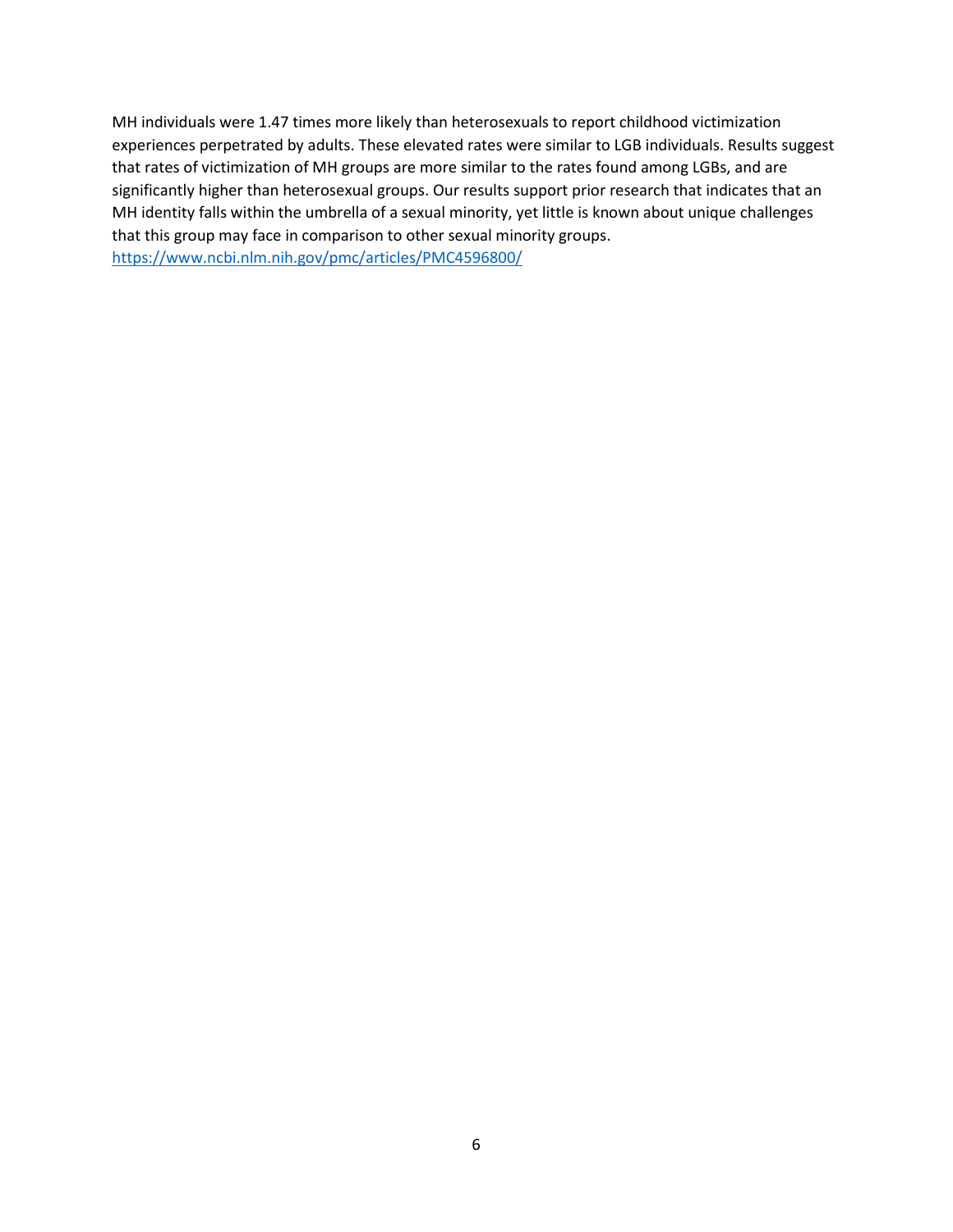MH individuals were 1.47 times more likely than heterosexuals to report childhood victimization experiences perpetrated by adults. These elevated rates were similar to LGB individuals. Results suggest that rates of victimization of MH groups are more similar to the rates found among LGBs, and are significantly higher than heterosexual groups. Our results support prior research that indicates that an MH identity falls within the umbrella of a sexual minority, yet little is known about unique challenges that this group may face in comparison to other sexual minority groups.
https://www.ncbi.nlm.nih.gov/pmc/articles/PMC4596800/